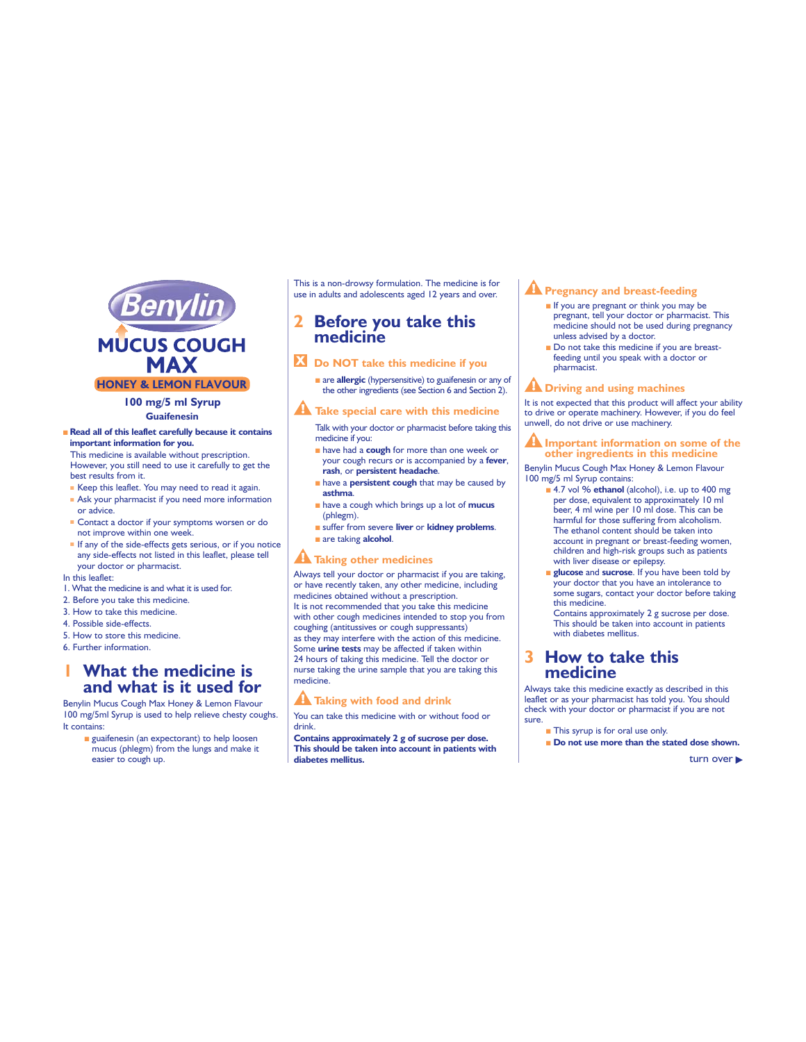# Benylin

# MUCUS COUGH MAX

**HONEY & LEMON FLAVOUR**

**100 mg/5 ml Syrup**

**Guaifenesin**

- **Read all of this leaflet carefully because it contains important information for you.**

This medicine is available without prescription. However, you still need to use it carefully to get the best results from it.

- Keep this leaflet. You may need to read it again.
- Ask your pharmacist if you need more information or advice.
- Contact a doctor if your symptoms worsen or do not improve within one week.
- If any of the side-effects gets serious, or if you notice any side-effects not listed in this leaflet, please tell your doctor or pharmacist.

In this leaflet:

1. What the medicine is and what it is used for.
2. Before you take this medicine.
3. How to take this medicine.
4. Possible side-effects.
5. How to store this medicine.
6. Further information.

## 1 What the medicine is and what is it used for

Benylin Mucus Cough Max Honey & Lemon Flavour 100 mg/5ml Syrup is used to help relieve chesty coughs. It contains:

- guaifenesin (an expectorant) to help loosen mucus (phlegm) from the lungs and make it easier to cough up.

This is a non-drowsy formulation. The medicine is for use in adults and adolescents aged 12 years and over.

## 2 Before you take this medicine

### Do NOT take this medicine if you

- are **allergic** (hypersensitive) to guaifenesin or any of the other ingredients (see Section 6 and Section 2).

### Take special care with this medicine

Talk with your doctor or pharmacist before taking this medicine if you:

- have had a **cough** for more than one week or your cough recurs or is accompanied by a **fever**, **rash**, or **persistent headache**.
- have a **persistent cough** that may be caused by **asthma**.
- have a cough which brings up a lot of **mucus** (phlegm).
- suffer from severe **liver** or **kidney problems**.
- are taking **alcohol**.

### Taking other medicines

Always tell your doctor or pharmacist if you are taking, or have recently taken, any other medicine, including medicines obtained without a prescription.

It is not recommended that you take this medicine with other cough medicines intended to stop you from coughing (antitussives or cough suppressants) as they may interfere with the action of this medicine.

Some **urine tests** may be affected if taken within 24 hours of taking this medicine. Tell the doctor or nurse taking the urine sample that you are taking this medicine.

### Taking with food and drink

You can take this medicine with or without food or drink.

**Contains approximately 2 g of sucrose per dose. This should be taken into account in patients with diabetes mellitus.**

### Pregnancy and breast-feeding

- If you are pregnant or think you may be pregnant, tell your doctor or pharmacist. This medicine should not be used during pregnancy unless advised by a doctor.
- Do not take this medicine if you are breast-feeding until you speak with a doctor or pharmacist.

### Driving and using machines

It is not expected that this product will affect your ability to drive or operate machinery. However, if you do feel unwell, do not drive or use machinery.

### Important information on some of the other ingredients in this medicine

Benylin Mucus Cough Max Honey & Lemon Flavour 100 mg/5 ml Syrup contains:

- 4.7 vol % **ethanol** (alcohol), i.e. up to 400 mg per dose, equivalent to approximately 10 ml beer, 4 ml wine per 10 ml dose. This can be harmful for those suffering from alcoholism. The ethanol content should be taken into account in pregnant or breast-feeding women, children and high-risk groups such as patients with liver disease or epilepsy.
- **glucose** and **sucrose**. If you have been told by your doctor that you have an intolerance to some sugars, contact your doctor before taking this medicine.
  Contains approximately 2 g sucrose per dose. This should be taken into account in patients with diabetes mellitus.

## 3 How to take this medicine

Always take this medicine exactly as described in this leaflet or as your pharmacist has told you. You should check with your doctor or pharmacist if you are not sure.

- This syrup is for oral use only.
- **Do not use more than the stated dose shown.**

turn over ▶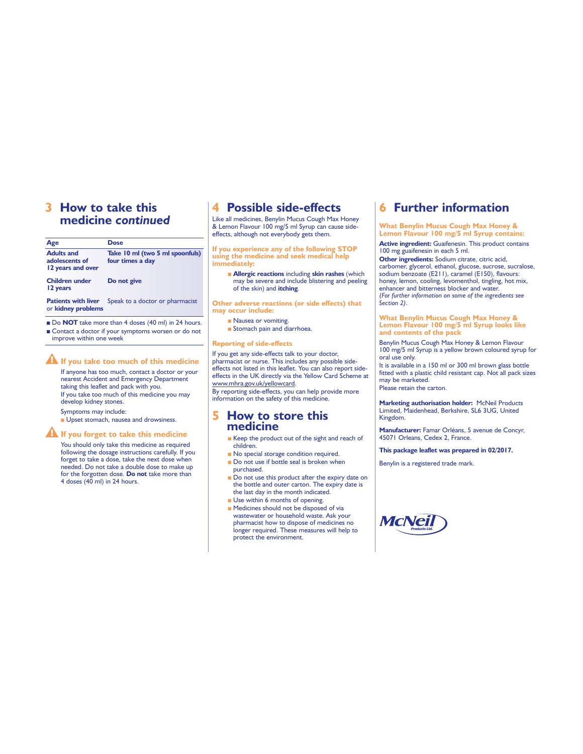## 3 How to take this medicine *continued*

| Age | Dose |
|---|---|
| **Adults and adolescents of 12 years and over** | **Take 10 ml (two 5 ml spoonfuls) four times a day** |
| **Children under 12 years** | **Do not give** |
| **Patients with liver** or **kidney problems** | Speak to a doctor or pharmacist |

- Do **NOT** take more than 4 doses (40 ml) in 24 hours.
- Contact a doctor if your symptoms worsen or do not improve within one week

### If you take too much of this medicine

If anyone has too much, contact a doctor or your nearest Accident and Emergency Department taking this leaflet and pack with you.
If you take too much of this medicine you may develop kidney stones.

Symptoms may include:
- Upset stomach, nausea and drowsiness.

### If you forget to take this medicine

You should only take this medicine as required following the dosage instructions carefully. If you forget to take a dose, take the next dose when needed. Do not take a double dose to make up for the forgotten dose. **Do not** take more than 4 doses (40 ml) in 24 hours.

## 4 Possible side-effects

Like all medicines, Benylin Mucus Cough Max Honey & Lemon Flavour 100 mg/5 ml Syrup can cause side-effects, although not everybody gets them.

**If you experience any of the following STOP using the medicine and seek medical help immediately:**

- **Allergic reactions** including **skin rashes** (which may be severe and include blistering and peeling of the skin) and **itching**.

**Other adverse reactions (or side effects) that may occur include:**

- Nausea or vomiting.
- Stomach pain and diarrhoea.

**Reporting of side-effects**

If you get any side-effects talk to your doctor, pharmacist or nurse. This includes any possible side-effects not listed in this leaflet. You can also report side-effects in the UK directly via the Yellow Card Scheme at www.mhra.gov.uk/yellowcard.
By reporting side-effects, you can help provide more information on the safety of this medicine.

## 5 How to store this medicine

- Keep the product out of the sight and reach of children.
- No special storage condition required.
- Do not use if bottle seal is broken when purchased.
- Do not use this product after the expiry date on the bottle and outer carton. The expiry date is the last day in the month indicated.
- Use within 6 months of opening.
- Medicines should not be disposed of via wastewater or household waste. Ask your pharmacist how to dispose of medicines no longer required. These measures will help to protect the environment.

## 6 Further information

**What Benylin Mucus Cough Max Honey & Lemon Flavour 100 mg/5 ml Syrup contains:**

**Active ingredient:** Guaifenesin. This product contains 100 mg guaifenesin in each 5 ml.
**Other ingredients:** Sodium citrate, citric acid, carbomer, glycerol, ethanol, glucose, sucrose, sucralose, sodium benzoate (E211), caramel (E150), flavours: honey, lemon, cooling, levomenthol, tingling, hot mix, enhancer and bitterness blocker and water.
*(For further information on some of the ingredients see Section 2).*

**What Benylin Mucus Cough Max Honey & Lemon Flavour 100 mg/5 ml Syrup looks like and contents of the pack**

Benylin Mucus Cough Max Honey & Lemon Flavour 100 mg/5 ml Syrup is a yellow brown coloured syrup for oral use only.
It is available in a 150 ml or 300 ml brown glass bottle fitted with a plastic child resistant cap. Not all pack sizes may be marketed.
Please retain the carton.

**Marketing authorisation holder:** McNeil Products Limited, Maidenhead, Berkshire, SL6 3UG, United Kingdom.

**Manufacturer:** Famar Orléans, 5 avenue de Concyr, 45071 Orleans, Cedex 2, France.

**This package leaflet was prepared in 02/2017.**

Benylin is a registered trade mark.

McNeil Products Ltd.